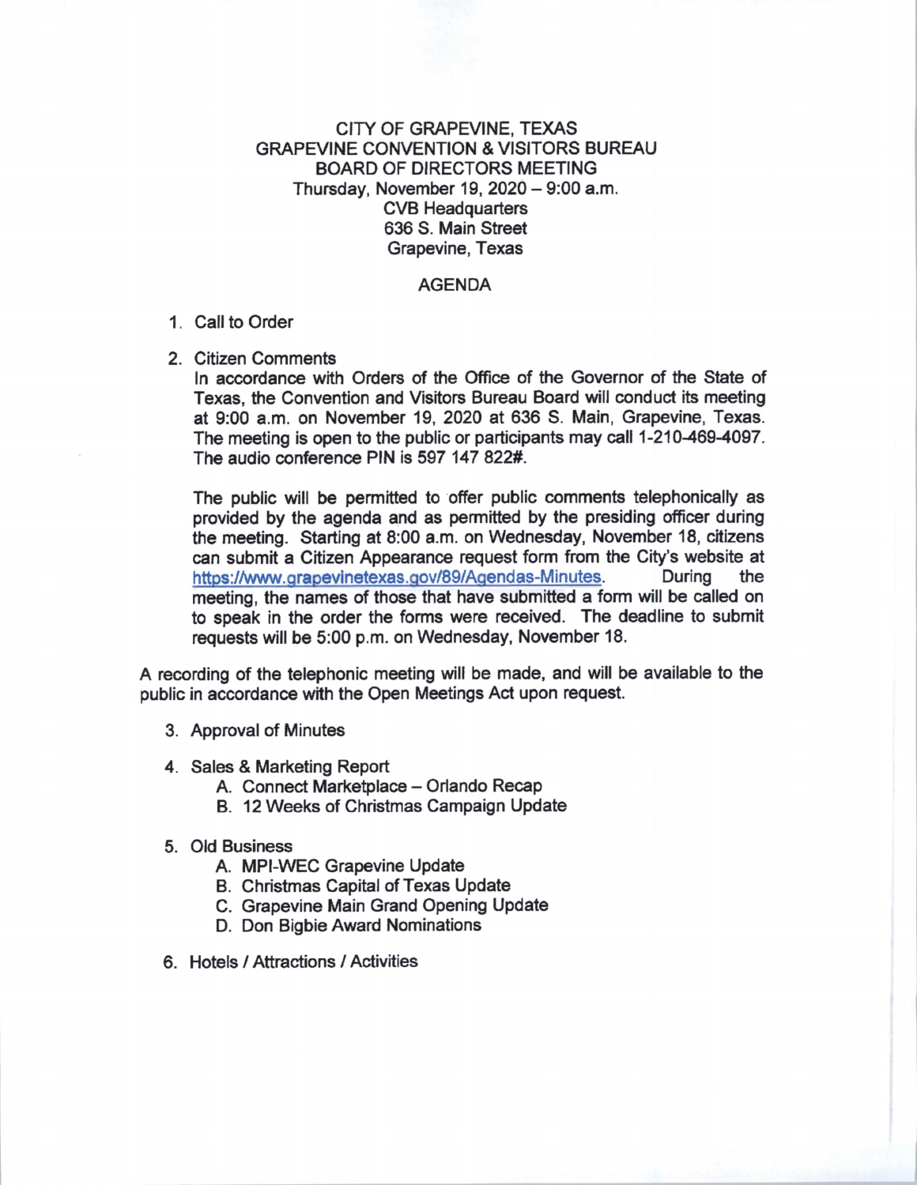# CITY OF GRAPEVINE, TEXAS
## GRAPEVINE CONVENTION & VISITORS BUREAU
## BOARD OF DIRECTORS MEETING

Thursday, November 19, 2020 – 9:00 a.m.
CVB Headquarters
636 S. Main Street
Grapevine, Texas

## AGENDA

1. Call to Order

2. Citizen Comments
   In accordance with Orders of the Office of the Governor of the State of Texas, the Convention and Visitors Bureau Board will conduct its meeting at 9:00 a.m. on November 19, 2020 at 636 S. Main, Grapevine, Texas. The meeting is open to the public or participants may call 1-210-469-4097. The audio conference PIN is 597 147 822#.

   The public will be permitted to offer public comments telephonically as provided by the agenda and as permitted by the presiding officer during the meeting. Starting at 8:00 a.m. on Wednesday, November 18, citizens can submit a Citizen Appearance request form from the City's website at https://www.grapevinetexas.gov/89/Agendas-Minutes. During the meeting, the names of those that have submitted a form will be called on to speak in the order the forms were received. The deadline to submit requests will be 5:00 p.m. on Wednesday, November 18.

A recording of the telephonic meeting will be made, and will be available to the public in accordance with the Open Meetings Act upon request.

3. Approval of Minutes

4. Sales & Marketing Report
   - A. Connect Marketplace – Orlando Recap
   - B. 12 Weeks of Christmas Campaign Update

5. Old Business
   - A. MPI-WEC Grapevine Update
   - B. Christmas Capital of Texas Update
   - C. Grapevine Main Grand Opening Update
   - D. Don Bigbie Award Nominations

6. Hotels / Attractions / Activities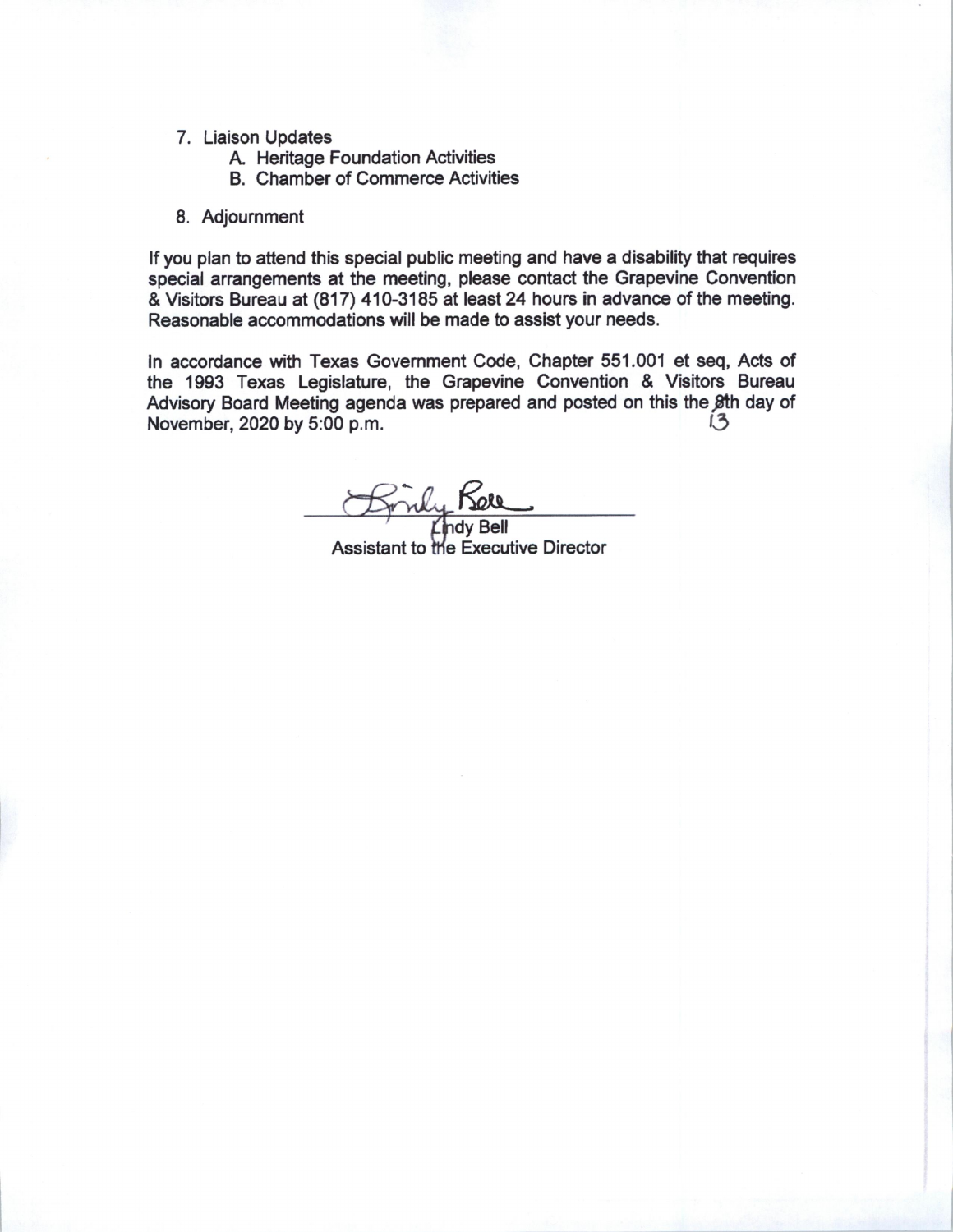7. Liaison Updates
    A. Heritage Foundation Activities
    B. Chamber of Commerce Activities

8. Adjournment

If you plan to attend this special public meeting and have a disability that requires special arrangements at the meeting, please contact the Grapevine Convention & Visitors Bureau at (817) 410-3185 at least 24 hours in advance of the meeting. Reasonable accommodations will be made to assist your needs.

In accordance with Texas Government Code, Chapter 551.001 et seq, Acts of the 1993 Texas Legislature, the Grapevine Convention & Visitors Bureau Advisory Board Meeting agenda was prepared and posted on this the 8th 13 day of November, 2020 by 5:00 p.m.

Lindy Bell
Assistant to the Executive Director